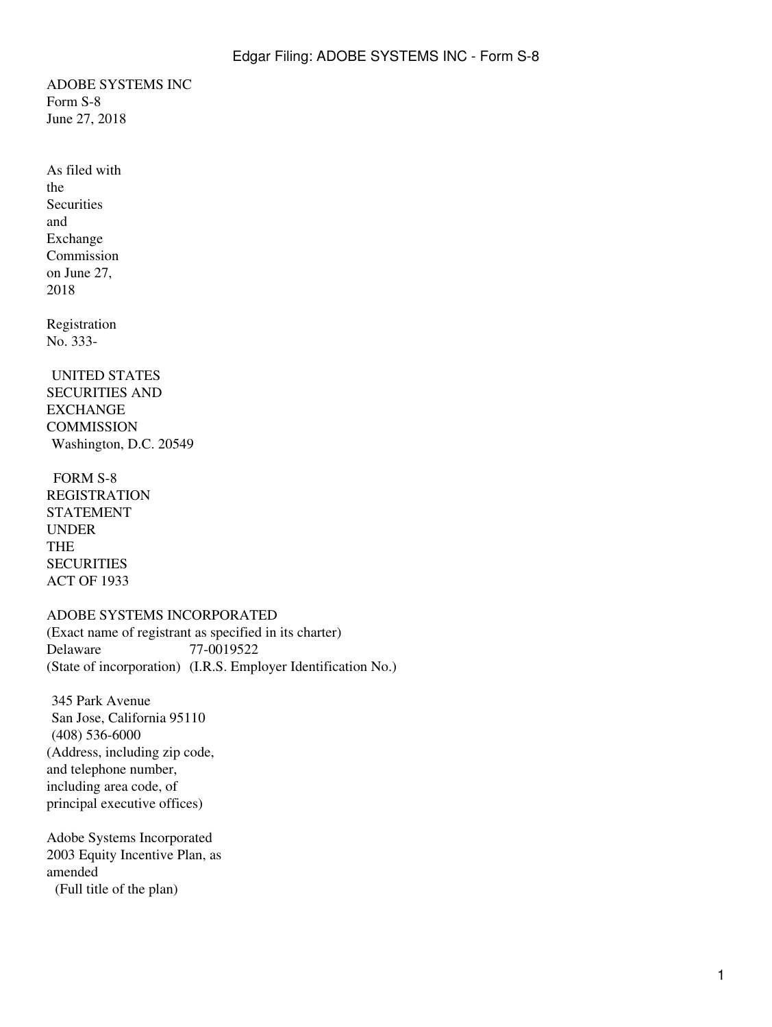ADOBE SYSTEMS INC
Form S-8
June 27, 2018

As filed with the Securities and Exchange Commission on June 27, 2018

Registration No. 333-

UNITED STATES
SECURITIES AND EXCHANGE COMMISSION
Washington, D.C. 20549

FORM S-8
REGISTRATION STATEMENT
UNDER
THE
SECURITIES ACT OF 1933

ADOBE SYSTEMS INCORPORATED
(Exact name of registrant as specified in its charter)

| Delaware | 77-0019522 |
|---|---|
| (State of incorporation) | (I.R.S. Employer Identification No.) |

345 Park Avenue
San Jose, California 95110
(408) 536-6000
(Address, including zip code, and telephone number, including area code, of principal executive offices)

Adobe Systems Incorporated
2003 Equity Incentive Plan, as amended
(Full title of the plan)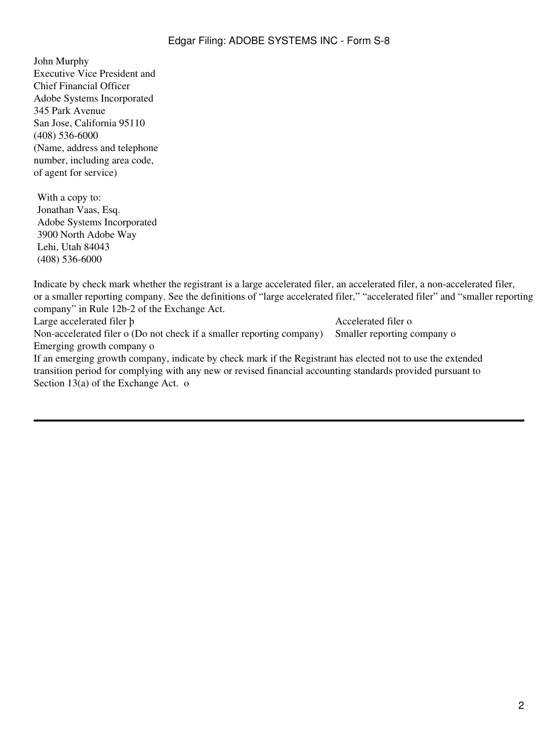John Murphy
Executive Vice President and
Chief Financial Officer
Adobe Systems Incorporated
345 Park Avenue
San Jose, California 95110
(408) 536-6000
(Name, address and telephone
number, including area code,
of agent for service)

With a copy to:
Jonathan Vaas, Esq.
Adobe Systems Incorporated
3900 North Adobe Way
Lehi, Utah 84043
(408) 536-6000

Indicate by check mark whether the registrant is a large accelerated filer, an accelerated filer, a non-accelerated filer, or a smaller reporting company. See the definitions of “large accelerated filer,” “accelerated filer” and “smaller reporting company” in Rule 12b-2 of the Exchange Act.

| | |
|---|---|
| Large accelerated filer þ | Accelerated filer o |
| Non-accelerated filer o (Do not check if a smaller reporting company) | Smaller reporting company o |
| Emerging growth company o | |

If an emerging growth company, indicate by check mark if the Registrant has elected not to use the extended transition period for complying with any new or revised financial accounting standards provided pursuant to Section 13(a) of the Exchange Act. o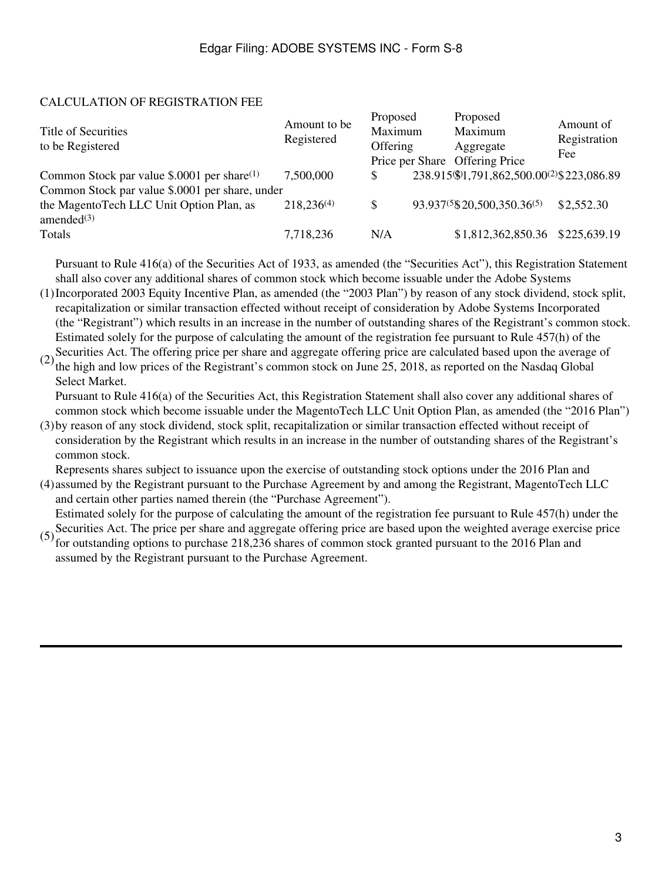CALCULATION OF REGISTRATION FEE

| Title of Securities to be Registered | Amount to be Registered | Proposed Maximum Offering Price per Share | Proposed Maximum Aggregate Offering Price | Amount of Registration Fee |
|---|---|---|---|---|
| Common Stock par value $.0001 per share[1] | 7,500,000 | $ 238.915[2] | $1,791,862,500.00[2] | $223,086.89 |
| Common Stock par value $.0001 per share, under the MagentoTech LLC Unit Option Plan, as amended[3] | 218,236[4] | $ 93.937[5] | $20,500,350.36[5] | $2,552.30 |
| Totals | 7,718,236 | N/A | $1,812,362,850.36 | $225,639.19 |

(1) Pursuant to Rule 416(a) of the Securities Act of 1933, as amended (the "Securities Act"), this Registration Statement shall also cover any additional shares of common stock which become issuable under the Adobe Systems Incorporated 2003 Equity Incentive Plan, as amended (the "2003 Plan") by reason of any stock dividend, stock split, recapitalization or similar transaction effected without receipt of consideration by Adobe Systems Incorporated (the "Registrant") which results in an increase in the number of outstanding shares of the Registrant's common stock.

(2) Estimated solely for the purpose of calculating the amount of the registration fee pursuant to Rule 457(h) of the Securities Act. The offering price per share and aggregate offering price are calculated based upon the average of the high and low prices of the Registrant's common stock on June 25, 2018, as reported on the Nasdaq Global Select Market.

(3) Pursuant to Rule 416(a) of the Securities Act, this Registration Statement shall also cover any additional shares of common stock which become issuable under the MagentoTech LLC Unit Option Plan, as amended (the "2016 Plan") by reason of any stock dividend, stock split, recapitalization or similar transaction effected without receipt of consideration by the Registrant which results in an increase in the number of outstanding shares of the Registrant's common stock.

(4) Represents shares subject to issuance upon the exercise of outstanding stock options under the 2016 Plan and assumed by the Registrant pursuant to the Purchase Agreement by and among the Registrant, MagentoTech LLC and certain other parties named therein (the "Purchase Agreement").

(5) Estimated solely for the purpose of calculating the amount of the registration fee pursuant to Rule 457(h) under the Securities Act. The price per share and aggregate offering price are based upon the weighted average exercise price for outstanding options to purchase 218,236 shares of common stock granted pursuant to the 2016 Plan and assumed by the Registrant pursuant to the Purchase Agreement.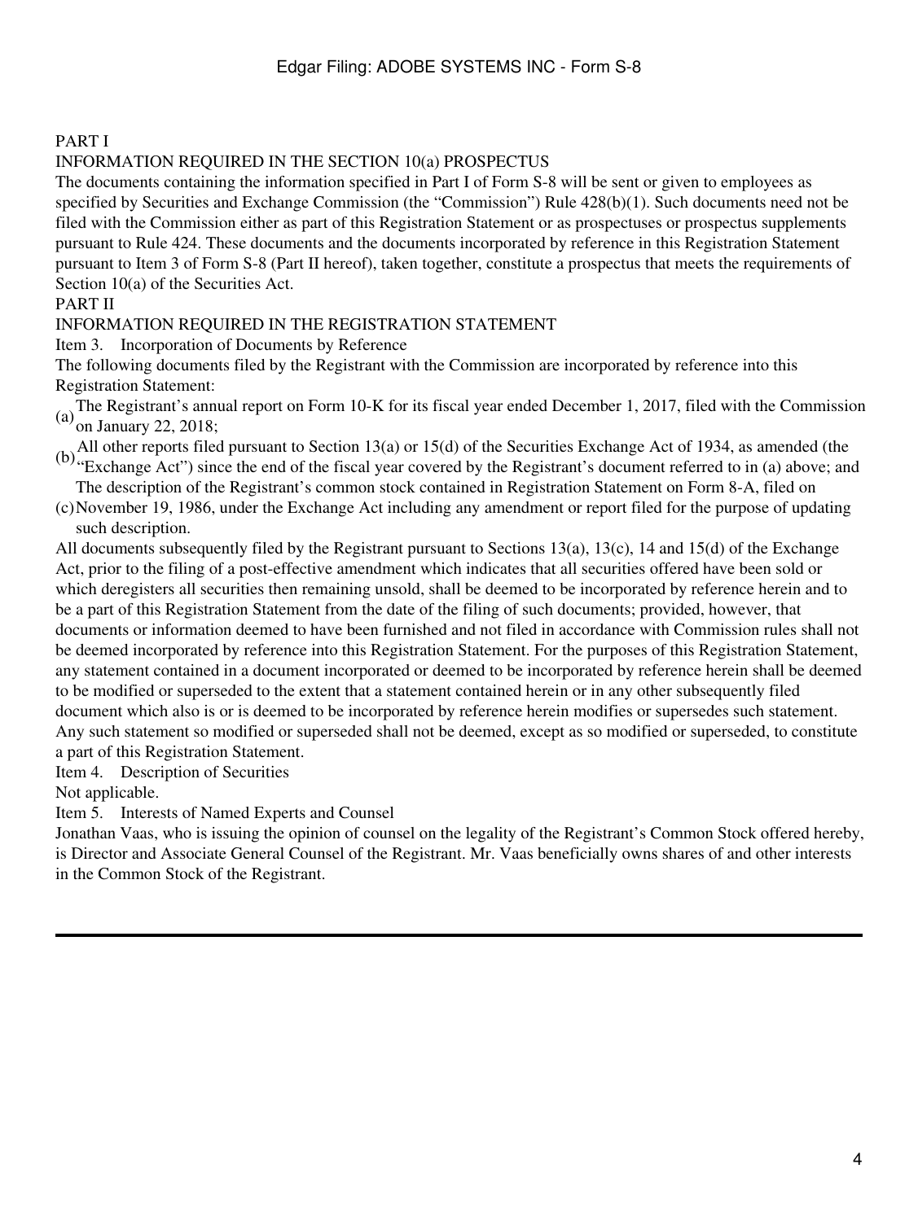# PART I

## INFORMATION REQUIRED IN THE SECTION 10(a) PROSPECTUS

The documents containing the information specified in Part I of Form S-8 will be sent or given to employees as specified by Securities and Exchange Commission (the "Commission") Rule 428(b)(1). Such documents need not be filed with the Commission either as part of this Registration Statement or as prospectuses or prospectus supplements pursuant to Rule 424. These documents and the documents incorporated by reference in this Registration Statement pursuant to Item 3 of Form S-8 (Part II hereof), taken together, constitute a prospectus that meets the requirements of Section 10(a) of the Securities Act.

# PART II

## INFORMATION REQUIRED IN THE REGISTRATION STATEMENT

### Item 3. Incorporation of Documents by Reference

The following documents filed by the Registrant with the Commission are incorporated by reference into this Registration Statement:

(a) The Registrant's annual report on Form 10-K for its fiscal year ended December 1, 2017, filed with the Commission on January 22, 2018;

(b) All other reports filed pursuant to Section 13(a) or 15(d) of the Securities Exchange Act of 1934, as amended (the "Exchange Act") since the end of the fiscal year covered by the Registrant's document referred to in (a) above; and

(c) The description of the Registrant's common stock contained in Registration Statement on Form 8-A, filed on November 19, 1986, under the Exchange Act including any amendment or report filed for the purpose of updating such description.

All documents subsequently filed by the Registrant pursuant to Sections 13(a), 13(c), 14 and 15(d) of the Exchange Act, prior to the filing of a post-effective amendment which indicates that all securities offered have been sold or which deregisters all securities then remaining unsold, shall be deemed to be incorporated by reference herein and to be a part of this Registration Statement from the date of the filing of such documents; provided, however, that documents or information deemed to have been furnished and not filed in accordance with Commission rules shall not be deemed incorporated by reference into this Registration Statement. For the purposes of this Registration Statement, any statement contained in a document incorporated or deemed to be incorporated by reference herein shall be deemed to be modified or superseded to the extent that a statement contained herein or in any other subsequently filed document which also is or is deemed to be incorporated by reference herein modifies or supersedes such statement. Any such statement so modified or superseded shall not be deemed, except as so modified or superseded, to constitute a part of this Registration Statement.

### Item 4. Description of Securities

Not applicable.

### Item 5. Interests of Named Experts and Counsel

Jonathan Vaas, who is issuing the opinion of counsel on the legality of the Registrant's Common Stock offered hereby, is Director and Associate General Counsel of the Registrant. Mr. Vaas beneficially owns shares of and other interests in the Common Stock of the Registrant.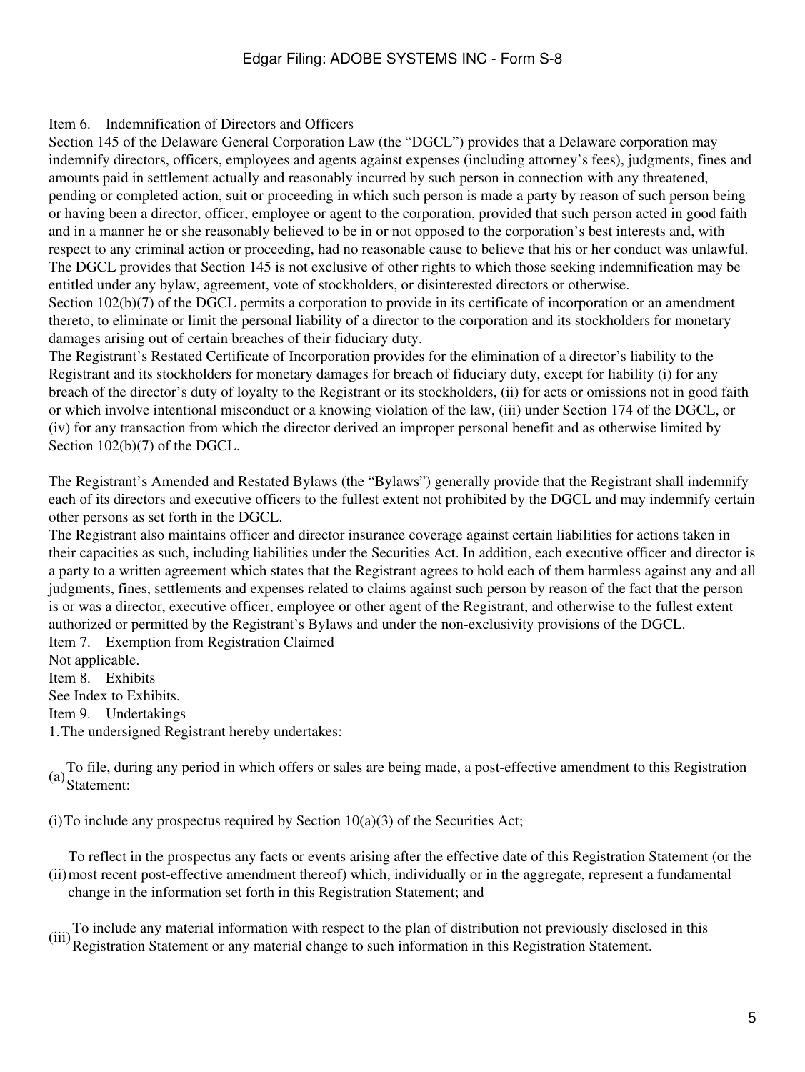Item 6. Indemnification of Directors and Officers

Section 145 of the Delaware General Corporation Law (the "DGCL") provides that a Delaware corporation may indemnify directors, officers, employees and agents against expenses (including attorney's fees), judgments, fines and amounts paid in settlement actually and reasonably incurred by such person in connection with any threatened, pending or completed action, suit or proceeding in which such person is made a party by reason of such person being or having been a director, officer, employee or agent to the corporation, provided that such person acted in good faith and in a manner he or she reasonably believed to be in or not opposed to the corporation's best interests and, with respect to any criminal action or proceeding, had no reasonable cause to believe that his or her conduct was unlawful. The DGCL provides that Section 145 is not exclusive of other rights to which those seeking indemnification may be entitled under any bylaw, agreement, vote of stockholders, or disinterested directors or otherwise.

Section 102(b)(7) of the DGCL permits a corporation to provide in its certificate of incorporation or an amendment thereto, to eliminate or limit the personal liability of a director to the corporation and its stockholders for monetary damages arising out of certain breaches of their fiduciary duty.

The Registrant's Restated Certificate of Incorporation provides for the elimination of a director's liability to the Registrant and its stockholders for monetary damages for breach of fiduciary duty, except for liability (i) for any breach of the director's duty of loyalty to the Registrant or its stockholders, (ii) for acts or omissions not in good faith or which involve intentional misconduct or a knowing violation of the law, (iii) under Section 174 of the DGCL, or (iv) for any transaction from which the director derived an improper personal benefit and as otherwise limited by Section 102(b)(7) of the DGCL.

The Registrant's Amended and Restated Bylaws (the "Bylaws") generally provide that the Registrant shall indemnify each of its directors and executive officers to the fullest extent not prohibited by the DGCL and may indemnify certain other persons as set forth in the DGCL.

The Registrant also maintains officer and director insurance coverage against certain liabilities for actions taken in their capacities as such, including liabilities under the Securities Act. In addition, each executive officer and director is a party to a written agreement which states that the Registrant agrees to hold each of them harmless against any and all judgments, fines, settlements and expenses related to claims against such person by reason of the fact that the person is or was a director, executive officer, employee or other agent of the Registrant, and otherwise to the fullest extent authorized or permitted by the Registrant's Bylaws and under the non-exclusivity provisions of the DGCL.

Item 7. Exemption from Registration Claimed

Not applicable.

Item 8. Exhibits

See Index to Exhibits.

Item 9. Undertakings

1. The undersigned Registrant hereby undertakes:

(a) To file, during any period in which offers or sales are being made, a post-effective amendment to this Registration Statement:

(i) To include any prospectus required by Section 10(a)(3) of the Securities Act;

(ii) To reflect in the prospectus any facts or events arising after the effective date of this Registration Statement (or the most recent post-effective amendment thereof) which, individually or in the aggregate, represent a fundamental change in the information set forth in this Registration Statement; and

(iii) To include any material information with respect to the plan of distribution not previously disclosed in this Registration Statement or any material change to such information in this Registration Statement.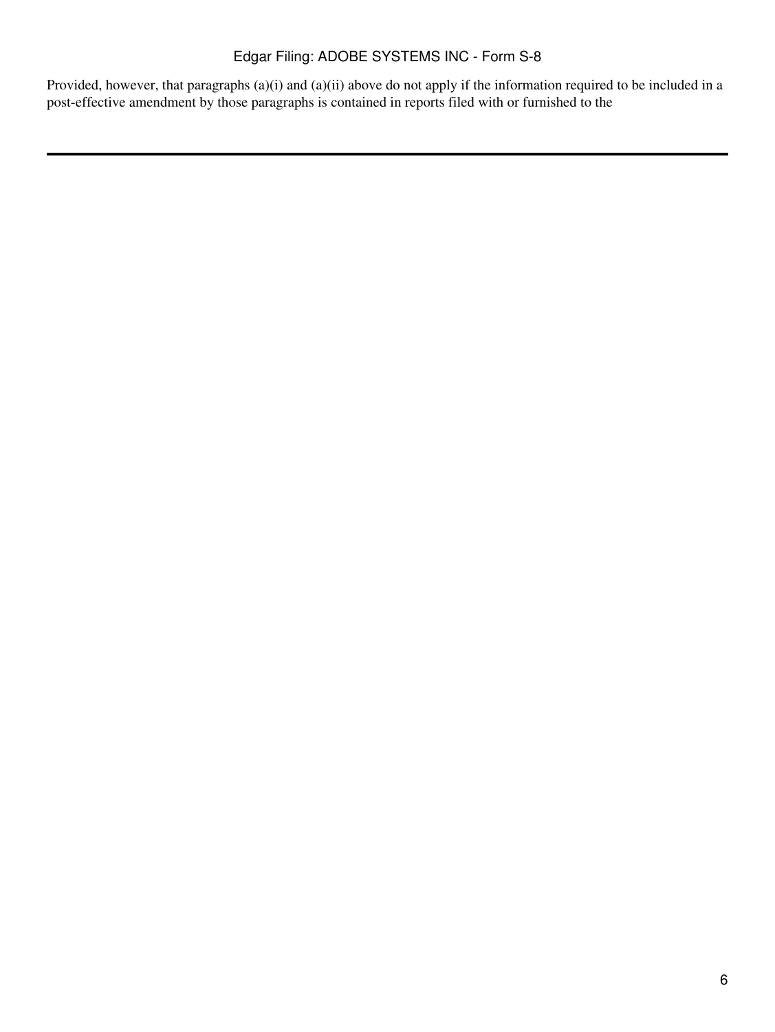Provided, however, that paragraphs (a)(i) and (a)(ii) above do not apply if the information required to be included in a post-effective amendment by those paragraphs is contained in reports filed with or furnished to the

---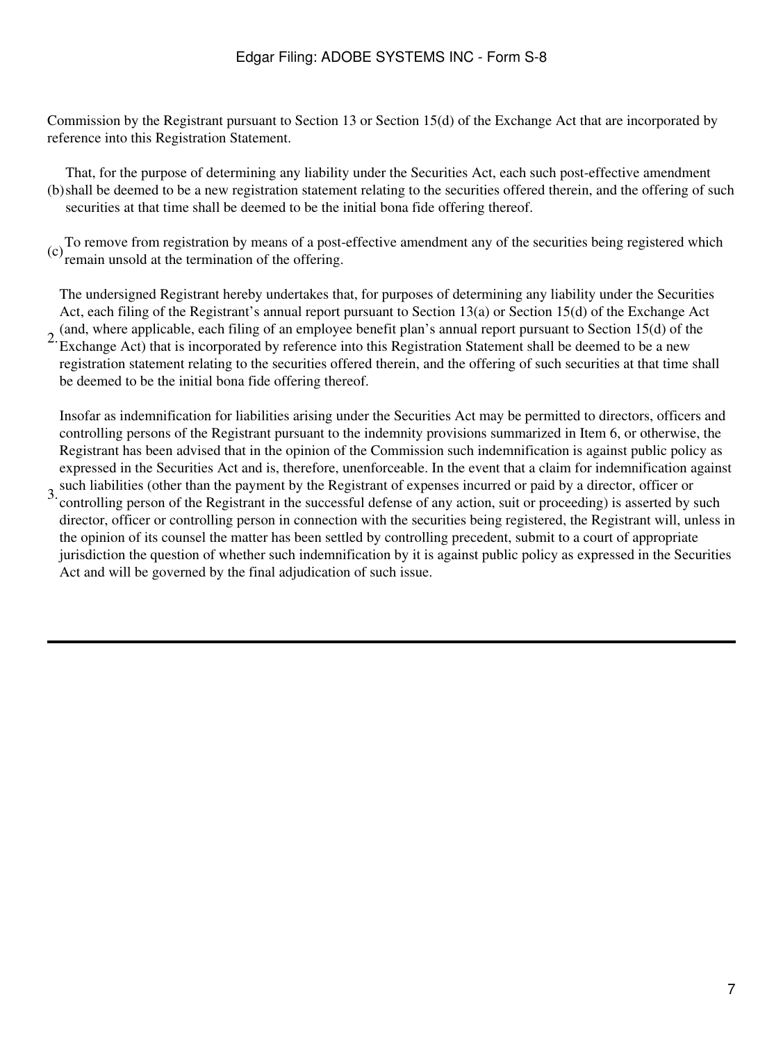Commission by the Registrant pursuant to Section 13 or Section 15(d) of the Exchange Act that are incorporated by reference into this Registration Statement.

(b) That, for the purpose of determining any liability under the Securities Act, each such post-effective amendment shall be deemed to be a new registration statement relating to the securities offered therein, and the offering of such securities at that time shall be deemed to be the initial bona fide offering thereof.

(c) To remove from registration by means of a post-effective amendment any of the securities being registered which remain unsold at the termination of the offering.

2. The undersigned Registrant hereby undertakes that, for purposes of determining any liability under the Securities Act, each filing of the Registrant's annual report pursuant to Section 13(a) or Section 15(d) of the Exchange Act (and, where applicable, each filing of an employee benefit plan's annual report pursuant to Section 15(d) of the Exchange Act) that is incorporated by reference into this Registration Statement shall be deemed to be a new registration statement relating to the securities offered therein, and the offering of such securities at that time shall be deemed to be the initial bona fide offering thereof.

3. Insofar as indemnification for liabilities arising under the Securities Act may be permitted to directors, officers and controlling persons of the Registrant pursuant to the indemnity provisions summarized in Item 6, or otherwise, the Registrant has been advised that in the opinion of the Commission such indemnification is against public policy as expressed in the Securities Act and is, therefore, unenforceable. In the event that a claim for indemnification against such liabilities (other than the payment by the Registrant of expenses incurred or paid by a director, officer or controlling person of the Registrant in the successful defense of any action, suit or proceeding) is asserted by such director, officer or controlling person in connection with the securities being registered, the Registrant will, unless in the opinion of its counsel the matter has been settled by controlling precedent, submit to a court of appropriate jurisdiction the question of whether such indemnification by it is against public policy as expressed in the Securities Act and will be governed by the final adjudication of such issue.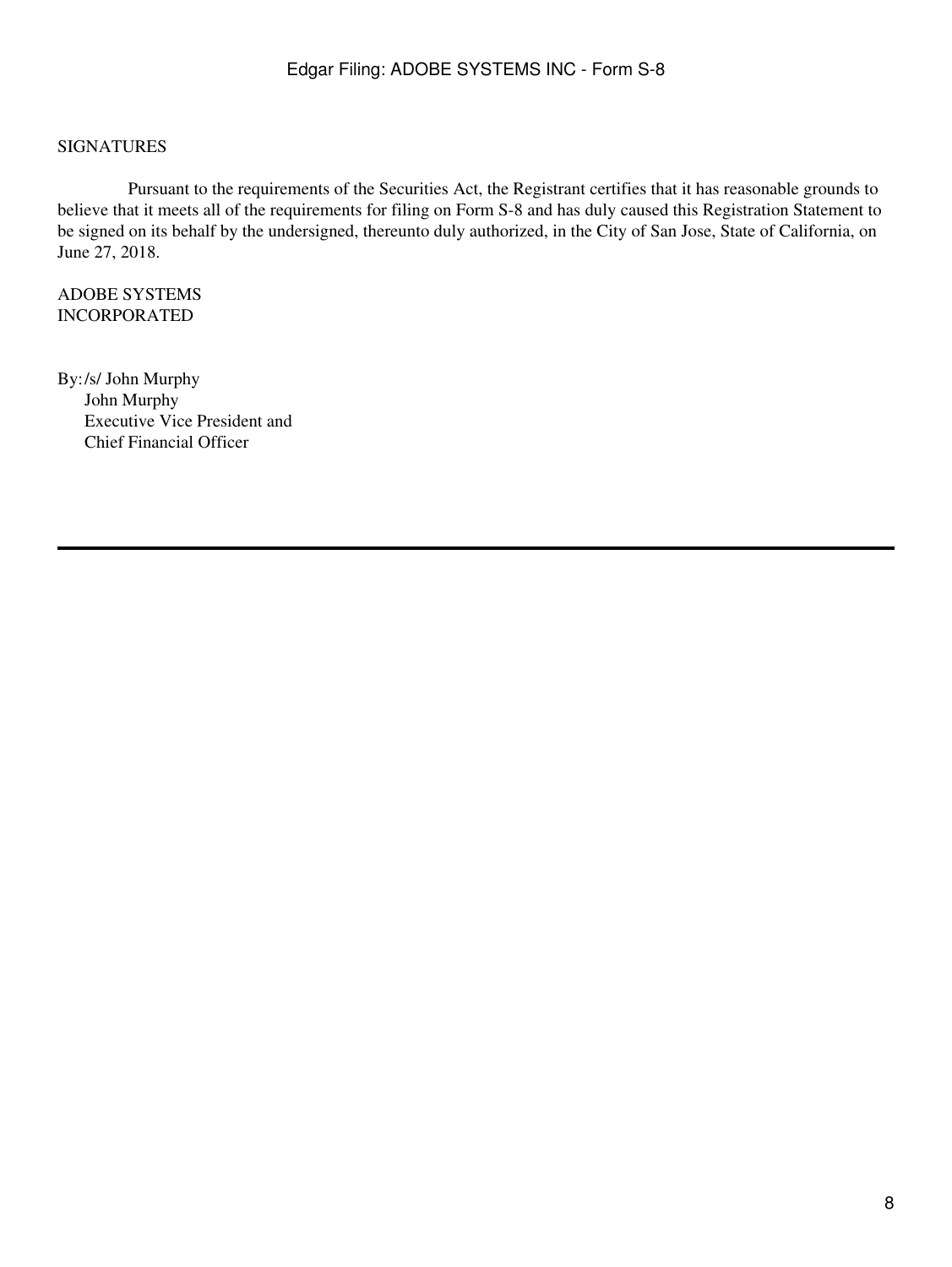SIGNATURES

Pursuant to the requirements of the Securities Act, the Registrant certifies that it has reasonable grounds to believe that it meets all of the requirements for filing on Form S-8 and has duly caused this Registration Statement to be signed on its behalf by the undersigned, thereunto duly authorized, in the City of San Jose, State of California, on June 27, 2018.

ADOBE SYSTEMS
INCORPORATED

By: /s/ John Murphy
John Murphy
Executive Vice President and
Chief Financial Officer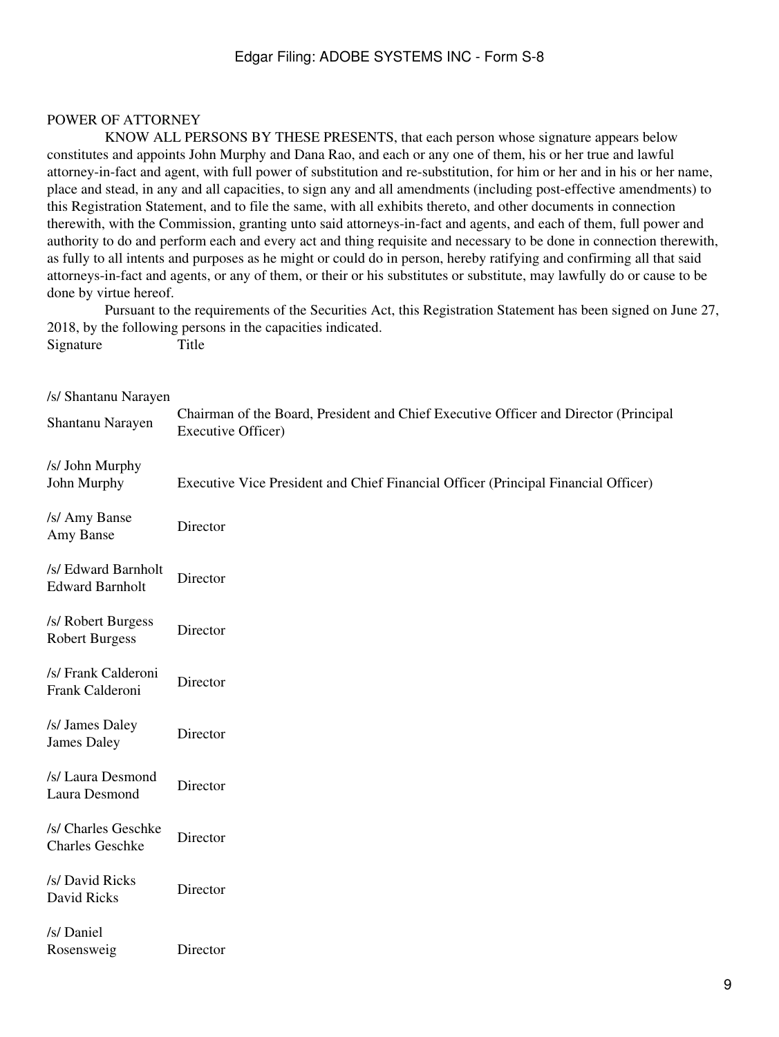POWER OF ATTORNEY

KNOW ALL PERSONS BY THESE PRESENTS, that each person whose signature appears below constitutes and appoints John Murphy and Dana Rao, and each or any one of them, his or her true and lawful attorney-in-fact and agent, with full power of substitution and re-substitution, for him or her and in his or her name, place and stead, in any and all capacities, to sign any and all amendments (including post-effective amendments) to this Registration Statement, and to file the same, with all exhibits thereto, and other documents in connection therewith, with the Commission, granting unto said attorneys-in-fact and agents, and each of them, full power and authority to do and perform each and every act and thing requisite and necessary to be done in connection therewith, as fully to all intents and purposes as he might or could do in person, hereby ratifying and confirming all that said attorneys-in-fact and agents, or any of them, or their or his substitutes or substitute, may lawfully do or cause to be done by virtue hereof.

Pursuant to the requirements of the Securities Act, this Registration Statement has been signed on June 27, 2018, by the following persons in the capacities indicated.

| Signature | Title |
| --- | --- |
| /s/ Shantanu Narayen<br>Shantanu Narayen | Chairman of the Board, President and Chief Executive Officer and Director (Principal Executive Officer) |
| /s/ John Murphy<br>John Murphy | Executive Vice President and Chief Financial Officer (Principal Financial Officer) |
| /s/ Amy Banse<br>Amy Banse | Director |
| /s/ Edward Barnholt<br>Edward Barnholt | Director |
| /s/ Robert Burgess<br>Robert Burgess | Director |
| /s/ Frank Calderoni<br>Frank Calderoni | Director |
| /s/ James Daley<br>James Daley | Director |
| /s/ Laura Desmond<br>Laura Desmond | Director |
| /s/ Charles Geschke<br>Charles Geschke | Director |
| /s/ David Ricks<br>David Ricks | Director |
| /s/ Daniel Rosensweig | Director |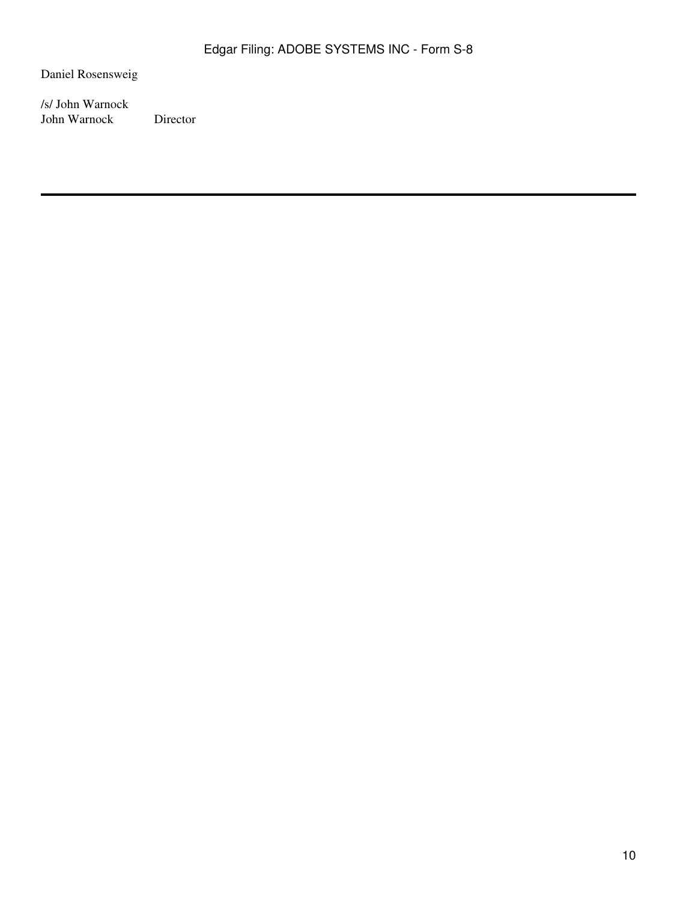Daniel Rosensweig

| | |
|---|---|
| /s/ John Warnock | |
| John Warnock | Director |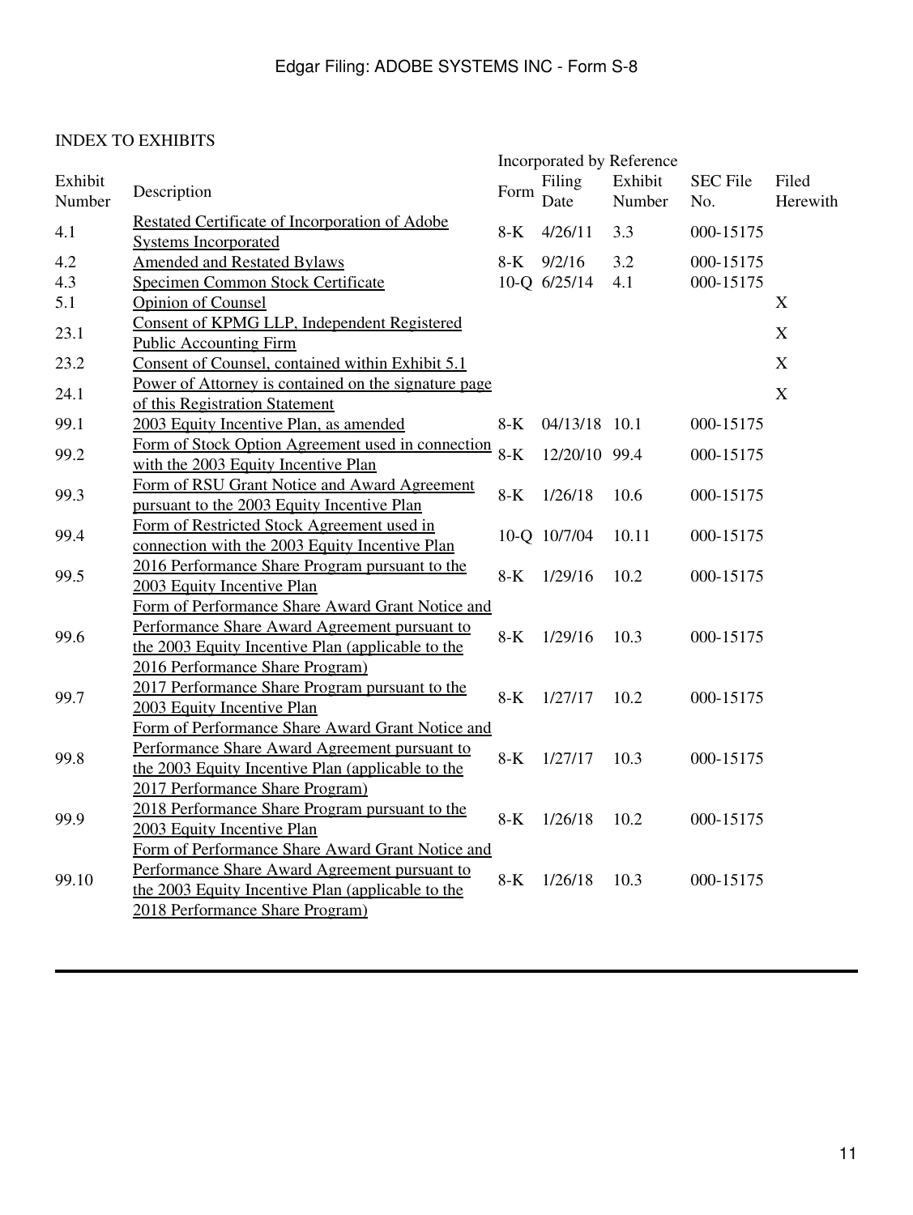INDEX TO EXHIBITS

| Exhibit Number | Description | Incorporated by Reference | | | | Filed Herewith |
|---|---|---|---|---|---|---|
| | | Form | Filing Date | Exhibit Number | SEC File No. | |
| 4.1 | Restated Certificate of Incorporation of Adobe Systems Incorporated | 8-K | 4/26/11 | 3.3 | 000-15175 | |
| 4.2 | Amended and Restated Bylaws | 8-K | 9/2/16 | 3.2 | 000-15175 | |
| 4.3 | Specimen Common Stock Certificate | 10-Q | 6/25/14 | 4.1 | 000-15175 | |
| 5.1 | Opinion of Counsel | | | | | X |
| 23.1 | Consent of KPMG LLP, Independent Registered Public Accounting Firm | | | | | X |
| 23.2 | Consent of Counsel, contained within Exhibit 5.1 | | | | | X |
| 24.1 | Power of Attorney is contained on the signature page of this Registration Statement | | | | | X |
| 99.1 | 2003 Equity Incentive Plan, as amended | 8-K | 04/13/18 | 10.1 | 000-15175 | |
| 99.2 | Form of Stock Option Agreement used in connection with the 2003 Equity Incentive Plan | 8-K | 12/20/10 | 99.4 | 000-15175 | |
| 99.3 | Form of RSU Grant Notice and Award Agreement pursuant to the 2003 Equity Incentive Plan | 8-K | 1/26/18 | 10.6 | 000-15175 | |
| 99.4 | Form of Restricted Stock Agreement used in connection with the 2003 Equity Incentive Plan | 10-Q | 10/7/04 | 10.11 | 000-15175 | |
| 99.5 | 2016 Performance Share Program pursuant to the 2003 Equity Incentive Plan | 8-K | 1/29/16 | 10.2 | 000-15175 | |
| 99.6 | Form of Performance Share Award Grant Notice and Performance Share Award Agreement pursuant to the 2003 Equity Incentive Plan (applicable to the 2016 Performance Share Program) | 8-K | 1/29/16 | 10.3 | 000-15175 | |
| 99.7 | 2017 Performance Share Program pursuant to the 2003 Equity Incentive Plan | 8-K | 1/27/17 | 10.2 | 000-15175 | |
| 99.8 | Form of Performance Share Award Grant Notice and Performance Share Award Agreement pursuant to the 2003 Equity Incentive Plan (applicable to the 2017 Performance Share Program) | 8-K | 1/27/17 | 10.3 | 000-15175 | |
| 99.9 | 2018 Performance Share Program pursuant to the 2003 Equity Incentive Plan | 8-K | 1/26/18 | 10.2 | 000-15175 | |
| 99.10 | Form of Performance Share Award Grant Notice and Performance Share Award Agreement pursuant to the 2003 Equity Incentive Plan (applicable to the 2018 Performance Share Program) | 8-K | 1/26/18 | 10.3 | 000-15175 | |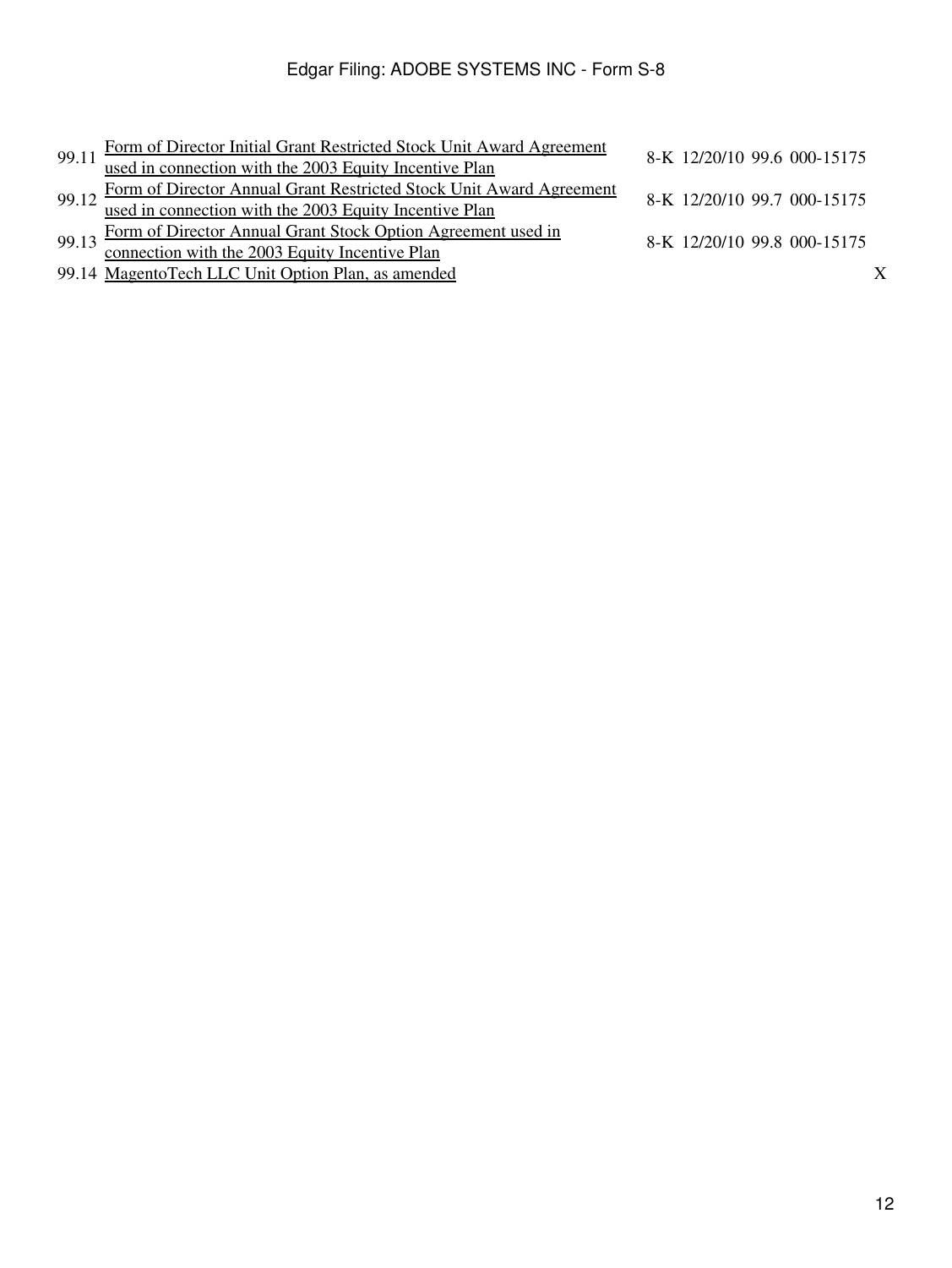| | | | | | | |
|---|---|---|---|---|---|---|
| 99.11 | Form of Director Initial Grant Restricted Stock Unit Award Agreement used in connection with the 2003 Equity Incentive Plan | 8-K | 12/20/10 | 99.6 | 000-15175 | |
| 99.12 | Form of Director Annual Grant Restricted Stock Unit Award Agreement used in connection with the 2003 Equity Incentive Plan | 8-K | 12/20/10 | 99.7 | 000-15175 | |
| 99.13 | Form of Director Annual Grant Stock Option Agreement used in connection with the 2003 Equity Incentive Plan | 8-K | 12/20/10 | 99.8 | 000-15175 | |
| 99.14 | MagentoTech LLC Unit Option Plan, as amended | | | | | X |